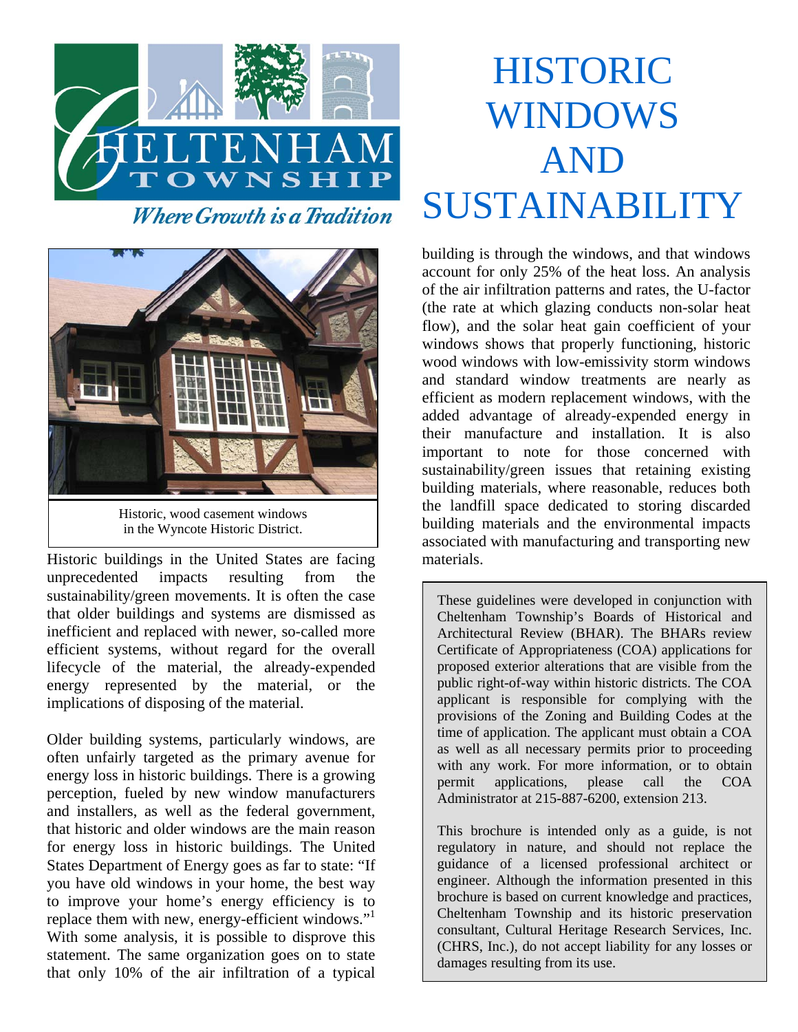Cheltenham Township

*Where Growth is a Tradition*

# HISTORIC WINDOWS AND SUSTAINABILITY

Historic, wood casement windows in the Wyncote Historic District.

Historic buildings in the United States are facing unprecedented impacts resulting from the sustainability/green movements. It is often the case that older buildings and systems are dismissed as inefficient and replaced with newer, so-called more efficient systems, without regard for the overall lifecycle of the material, the already-expended energy represented by the material, or the implications of disposing of the material.

Older building systems, particularly windows, are often unfairly targeted as the primary avenue for energy loss in historic buildings. There is a growing perception, fueled by new window manufacturers and installers, as well as the federal government, that historic and older windows are the main reason for energy loss in historic buildings. The United States Department of Energy goes as far to state: "If you have old windows in your home, the best way to improve your home's energy efficiency is to replace them with new, energy-efficient windows."[1] With some analysis, it is possible to disprove this statement. The same organization goes on to state that only 10% of the air infiltration of a typical building is through the windows, and that windows account for only 25% of the heat loss. An analysis of the air infiltration patterns and rates, the U-factor (the rate at which glazing conducts non-solar heat flow), and the solar heat gain coefficient of your windows shows that properly functioning, historic wood windows with low-emissivity storm windows and standard window treatments are nearly as efficient as modern replacement windows, with the added advantage of already-expended energy in their manufacture and installation. It is also important to note for those concerned with sustainability/green issues that retaining existing building materials, where reasonable, reduces both the landfill space dedicated to storing discarded building materials and the environmental impacts associated with manufacturing and transporting new materials.

These guidelines were developed in conjunction with Cheltenham Township's Boards of Historical and Architectural Review (BHAR). The BHARs review Certificate of Appropriateness (COA) applications for proposed exterior alterations that are visible from the public right-of-way within historic districts. The COA applicant is responsible for complying with the provisions of the Zoning and Building Codes at the time of application. The applicant must obtain a COA as well as all necessary permits prior to proceeding with any work. For more information, or to obtain permit applications, please call the COA Administrator at 215-887-6200, extension 213.

This brochure is intended only as a guide, is not regulatory in nature, and should not replace the guidance of a licensed professional architect or engineer. Although the information presented in this brochure is based on current knowledge and practices, Cheltenham Township and its historic preservation consultant, Cultural Heritage Research Services, Inc. (CHRS, Inc.), do not accept liability for any losses or damages resulting from its use.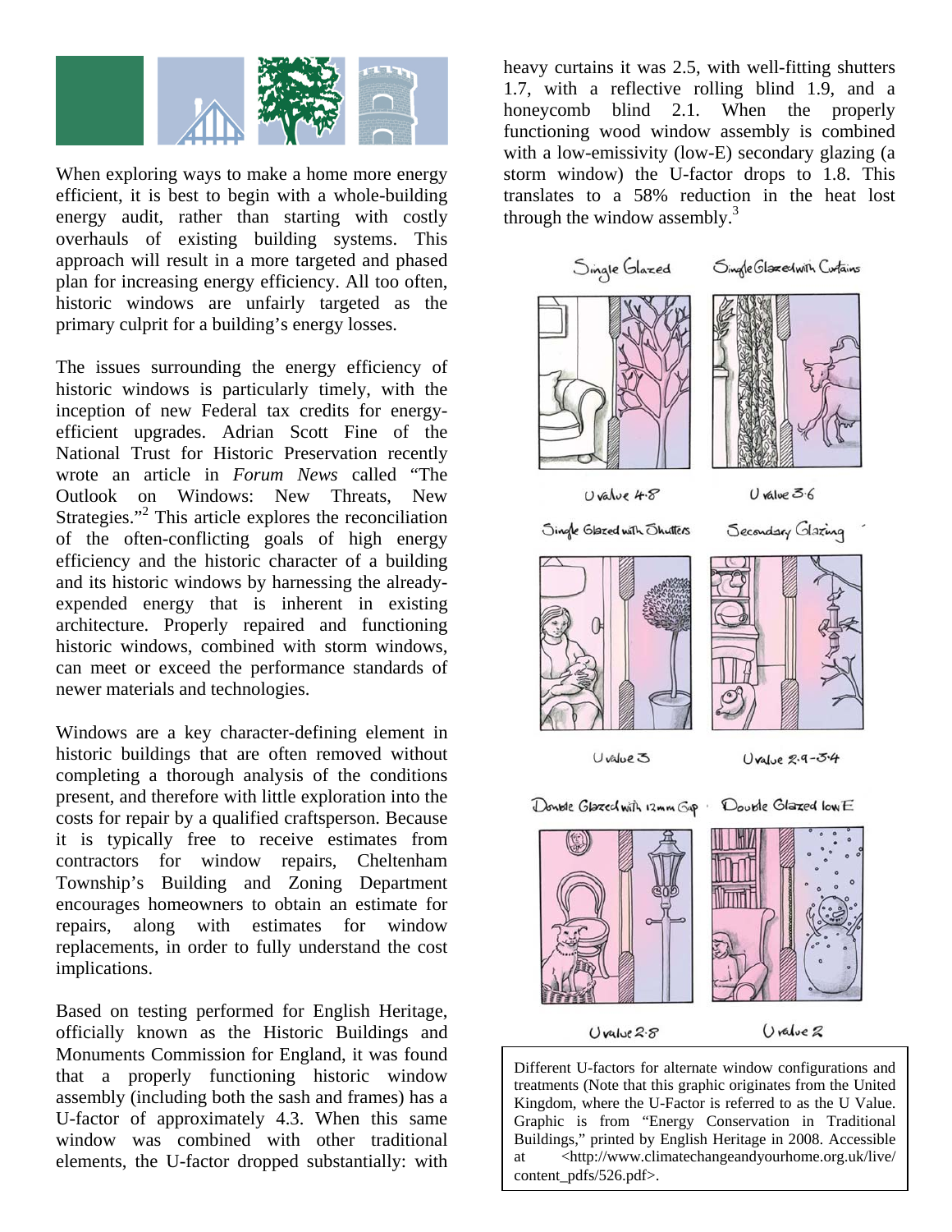When exploring ways to make a home more energy efficient, it is best to begin with a whole-building energy audit, rather than starting with costly overhauls of existing building systems. This approach will result in a more targeted and phased plan for increasing energy efficiency. All too often, historic windows are unfairly targeted as the primary culprit for a building's energy losses.

The issues surrounding the energy efficiency of historic windows is particularly timely, with the inception of new Federal tax credits for energy-efficient upgrades. Adrian Scott Fine of the National Trust for Historic Preservation recently wrote an article in *Forum News* called "The Outlook on Windows: New Threats, New Strategies."[2] This article explores the reconciliation of the often-conflicting goals of high energy efficiency and the historic character of a building and its historic windows by harnessing the already-expended energy that is inherent in existing architecture. Properly repaired and functioning historic windows, combined with storm windows, can meet or exceed the performance standards of newer materials and technologies.

Windows are a key character-defining element in historic buildings that are often removed without completing a thorough analysis of the conditions present, and therefore with little exploration into the costs for repair by a qualified craftsperson. Because it is typically free to receive estimates from contractors for window repairs, Cheltenham Township's Building and Zoning Department encourages homeowners to obtain an estimate for repairs, along with estimates for window replacements, in order to fully understand the cost implications.

Based on testing performed for English Heritage, officially known as the Historic Buildings and Monuments Commission for England, it was found that a properly functioning historic window assembly (including both the sash and frames) has a U-factor of approximately 4.3. When this same window was combined with other traditional elements, the U-factor dropped substantially: with heavy curtains it was 2.5, with well-fitting shutters 1.7, with a reflective rolling blind 1.9, and a honeycomb blind 2.1. When the properly functioning wood window assembly is combined with a low-emissivity (low-E) secondary glazing (a storm window) the U-factor drops to 1.8. This translates to a 58% reduction in the heat lost through the window assembly.[3]

Different U-factors for alternate window configurations and treatments (Note that this graphic originates from the United Kingdom, where the U-Factor is referred to as the U Value. Graphic is from "Energy Conservation in Traditional Buildings," printed by English Heritage in 2008. Accessible at <http://www.climatechangeandyourhome.org.uk/live/content_pdfs/526.pdf>.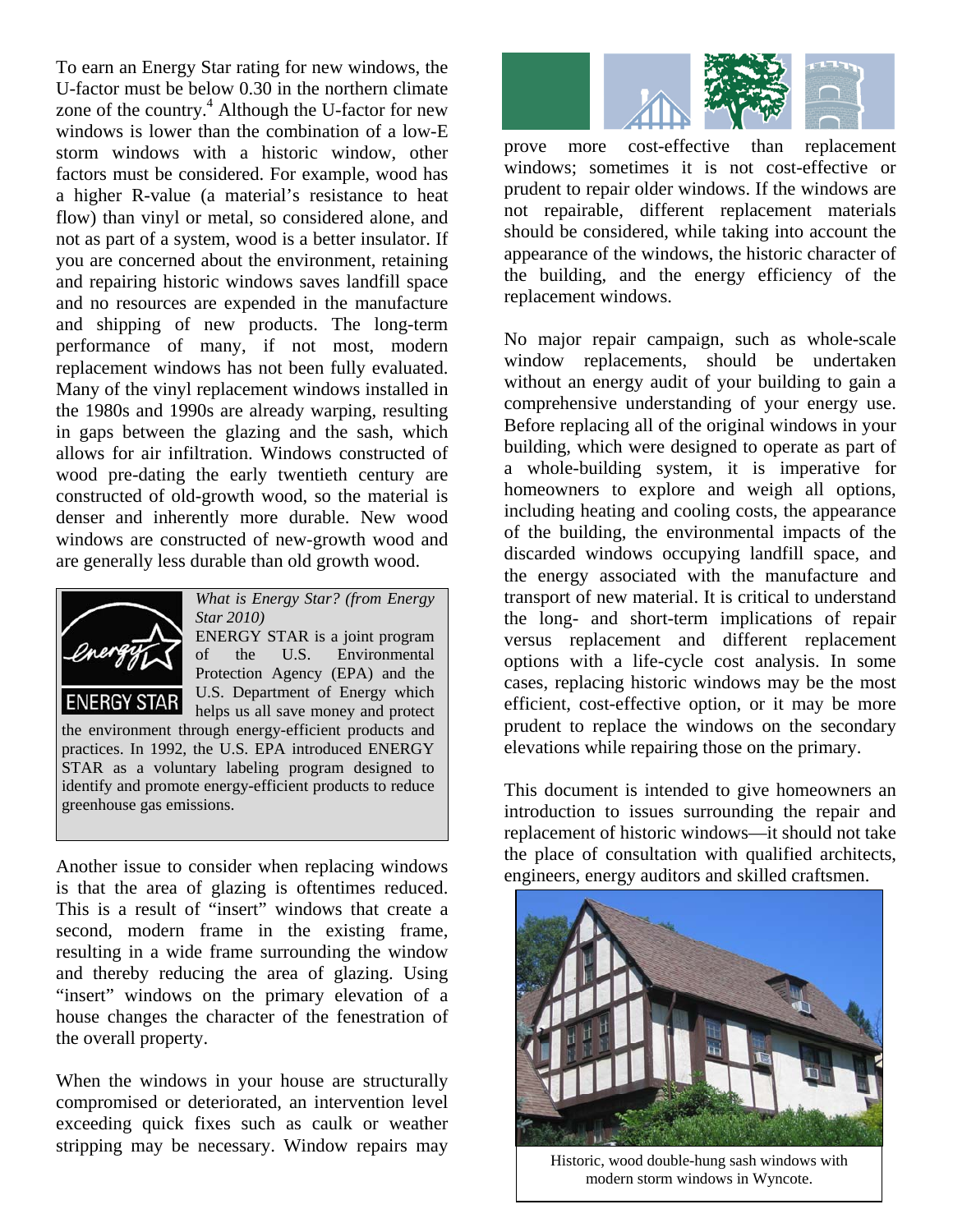To earn an Energy Star rating for new windows, the U-factor must be below 0.30 in the northern climate zone of the country.[4] Although the U-factor for new windows is lower than the combination of a low-E storm windows with a historic window, other factors must be considered. For example, wood has a higher R-value (a material's resistance to heat flow) than vinyl or metal, so considered alone, and not as part of a system, wood is a better insulator. If you are concerned about the environment, retaining and repairing historic windows saves landfill space and no resources are expended in the manufacture and shipping of new products. The long-term performance of many, if not most, modern replacement windows has not been fully evaluated. Many of the vinyl replacement windows installed in the 1980s and 1990s are already warping, resulting in gaps between the glazing and the sash, which allows for air infiltration. Windows constructed of wood pre-dating the early twentieth century are constructed of old-growth wood, so the material is denser and inherently more durable. New wood windows are constructed of new-growth wood and are generally less durable than old growth wood.

*What is Energy Star? (from Energy Star 2010)*

ENERGY STAR is a joint program of the U.S. Environmental Protection Agency (EPA) and the U.S. Department of Energy which helps us all save money and protect the environment through energy-efficient products and practices. In 1992, the U.S. EPA introduced ENERGY STAR as a voluntary labeling program designed to identify and promote energy-efficient products to reduce greenhouse gas emissions.

Another issue to consider when replacing windows is that the area of glazing is oftentimes reduced. This is a result of "insert" windows that create a second, modern frame in the existing frame, resulting in a wide frame surrounding the window and thereby reducing the area of glazing. Using "insert" windows on the primary elevation of a house changes the character of the fenestration of the overall property.

When the windows in your house are structurally compromised or deteriorated, an intervention level exceeding quick fixes such as caulk or weather stripping may be necessary. Window repairs may prove more cost-effective than replacement windows; sometimes it is not cost-effective or prudent to repair older windows. If the windows are not repairable, different replacement materials should be considered, while taking into account the appearance of the windows, the historic character of the building, and the energy efficiency of the replacement windows.

No major repair campaign, such as whole-scale window replacements, should be undertaken without an energy audit of your building to gain a comprehensive understanding of your energy use. Before replacing all of the original windows in your building, which were designed to operate as part of a whole-building system, it is imperative for homeowners to explore and weigh all options, including heating and cooling costs, the appearance of the building, the environmental impacts of the discarded windows occupying landfill space, and the energy associated with the manufacture and transport of new material. It is critical to understand the long- and short-term implications of repair versus replacement and different replacement options with a life-cycle cost analysis. In some cases, replacing historic windows may be the most efficient, cost-effective option, or it may be more prudent to replace the windows on the secondary elevations while repairing those on the primary.

This document is intended to give homeowners an introduction to issues surrounding the repair and replacement of historic windows—it should not take the place of consultation with qualified architects, engineers, energy auditors and skilled craftsmen.

Historic, wood double-hung sash windows with modern storm windows in Wyncote.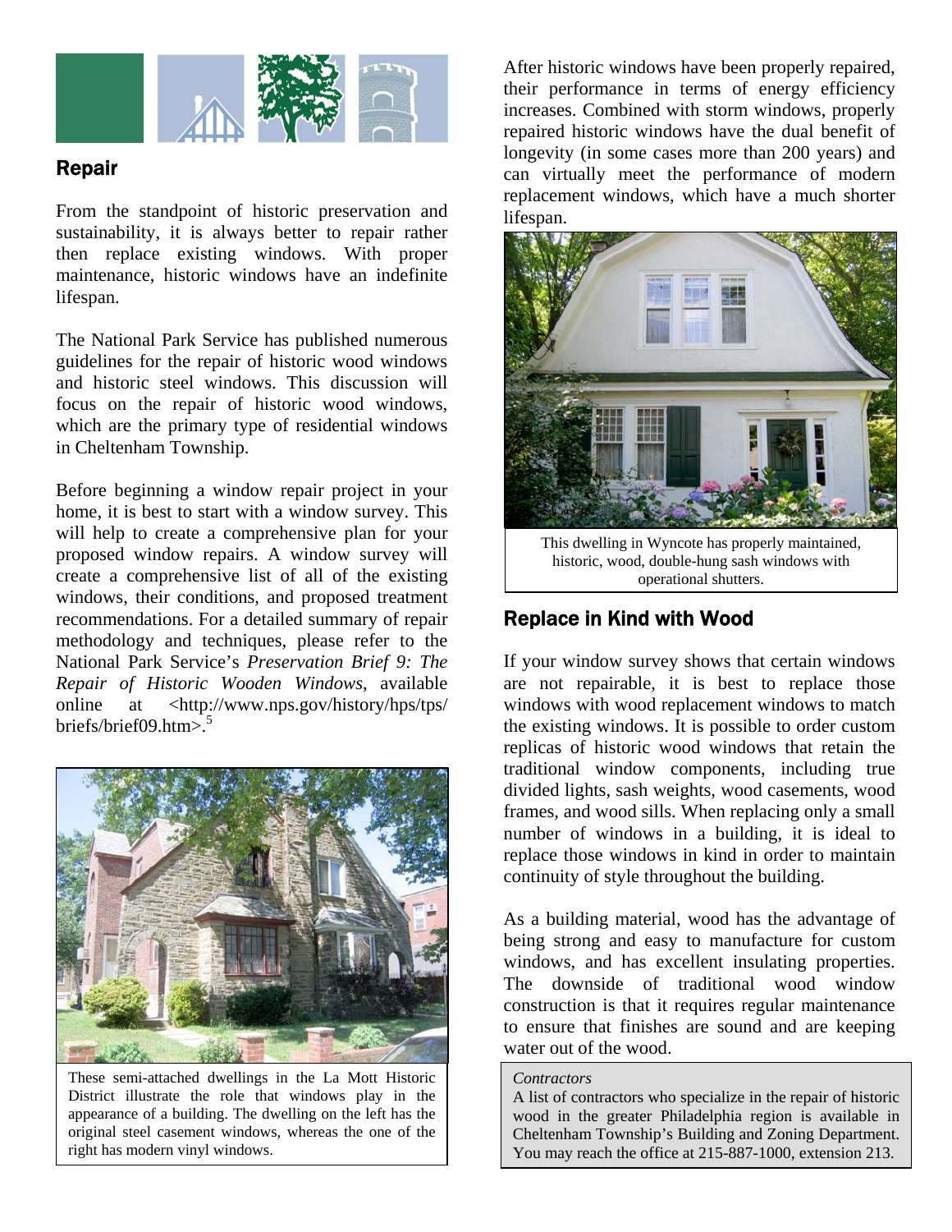## Repair

From the standpoint of historic preservation and sustainability, it is always better to repair rather then replace existing windows. With proper maintenance, historic windows have an indefinite lifespan.

The National Park Service has published numerous guidelines for the repair of historic wood windows and historic steel windows. This discussion will focus on the repair of historic wood windows, which are the primary type of residential windows in Cheltenham Township.

Before beginning a window repair project in your home, it is best to start with a window survey. This will help to create a comprehensive plan for your proposed window repairs. A window survey will create a comprehensive list of all of the existing windows, their conditions, and proposed treatment recommendations. For a detailed summary of repair methodology and techniques, please refer to the National Park Service's *Preservation Brief 9: The Repair of Historic Wooden Windows*, available online at <http://www.nps.gov/history/hps/tps/briefs/brief09.htm>.[5]

These semi-attached dwellings in the La Mott Historic District illustrate the role that windows play in the appearance of a building. The dwelling on the left has the original steel casement windows, whereas the one of the right has modern vinyl windows.

After historic windows have been properly repaired, their performance in terms of energy efficiency increases. Combined with storm windows, properly repaired historic windows have the dual benefit of longevity (in some cases more than 200 years) and can virtually meet the performance of modern replacement windows, which have a much shorter lifespan.

This dwelling in Wyncote has properly maintained, historic, wood, double-hung sash windows with operational shutters.

## Replace in Kind with Wood

If your window survey shows that certain windows are not repairable, it is best to replace those windows with wood replacement windows to match the existing windows. It is possible to order custom replicas of historic wood windows that retain the traditional window components, including true divided lights, sash weights, wood casements, wood frames, and wood sills. When replacing only a small number of windows in a building, it is ideal to replace those windows in kind in order to maintain continuity of style throughout the building.

As a building material, wood has the advantage of being strong and easy to manufacture for custom windows, and has excellent insulating properties. The downside of traditional wood window construction is that it requires regular maintenance to ensure that finishes are sound and are keeping water out of the wood.

*Contractors*

A list of contractors who specialize in the repair of historic wood in the greater Philadelphia region is available in Cheltenham Township's Building and Zoning Department. You may reach the office at 215-887-1000, extension 213.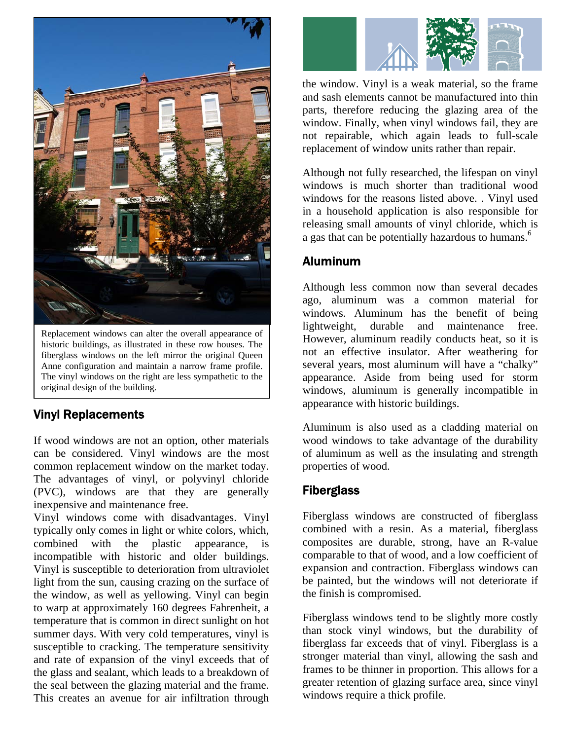Replacement windows can alter the overall appearance of historic buildings, as illustrated in these row houses. The fiberglass windows on the left mirror the original Queen Anne configuration and maintain a narrow frame profile. The vinyl windows on the right are less sympathetic to the original design of the building.

## Vinyl Replacements

If wood windows are not an option, other materials can be considered. Vinyl windows are the most common replacement window on the market today. The advantages of vinyl, or polyvinyl chloride (PVC), windows are that they are generally inexpensive and maintenance free.

Vinyl windows come with disadvantages. Vinyl typically only comes in light or white colors, which, combined with the plastic appearance, is incompatible with historic and older buildings. Vinyl is susceptible to deterioration from ultraviolet light from the sun, causing crazing on the surface of the window, as well as yellowing. Vinyl can begin to warp at approximately 160 degrees Fahrenheit, a temperature that is common in direct sunlight on hot summer days. With very cold temperatures, vinyl is susceptible to cracking. The temperature sensitivity and rate of expansion of the vinyl exceeds that of the glass and sealant, which leads to a breakdown of the seal between the glazing material and the frame. This creates an avenue for air infiltration through the window. Vinyl is a weak material, so the frame and sash elements cannot be manufactured into thin parts, therefore reducing the glazing area of the window. Finally, when vinyl windows fail, they are not repairable, which again leads to full-scale replacement of window units rather than repair.

Although not fully researched, the lifespan on vinyl windows is much shorter than traditional wood windows for the reasons listed above. . Vinyl used in a household application is also responsible for releasing small amounts of vinyl chloride, which is a gas that can be potentially hazardous to humans.[6]

## Aluminum

Although less common now than several decades ago, aluminum was a common material for windows. Aluminum has the benefit of being lightweight, durable and maintenance free. However, aluminum readily conducts heat, so it is not an effective insulator. After weathering for several years, most aluminum will have a "chalky" appearance. Aside from being used for storm windows, aluminum is generally incompatible in appearance with historic buildings.

Aluminum is also used as a cladding material on wood windows to take advantage of the durability of aluminum as well as the insulating and strength properties of wood.

## Fiberglass

Fiberglass windows are constructed of fiberglass combined with a resin. As a material, fiberglass composites are durable, strong, have an R-value comparable to that of wood, and a low coefficient of expansion and contraction. Fiberglass windows can be painted, but the windows will not deteriorate if the finish is compromised.

Fiberglass windows tend to be slightly more costly than stock vinyl windows, but the durability of fiberglass far exceeds that of vinyl. Fiberglass is a stronger material than vinyl, allowing the sash and frames to be thinner in proportion. This allows for a greater retention of glazing surface area, since vinyl windows require a thick profile.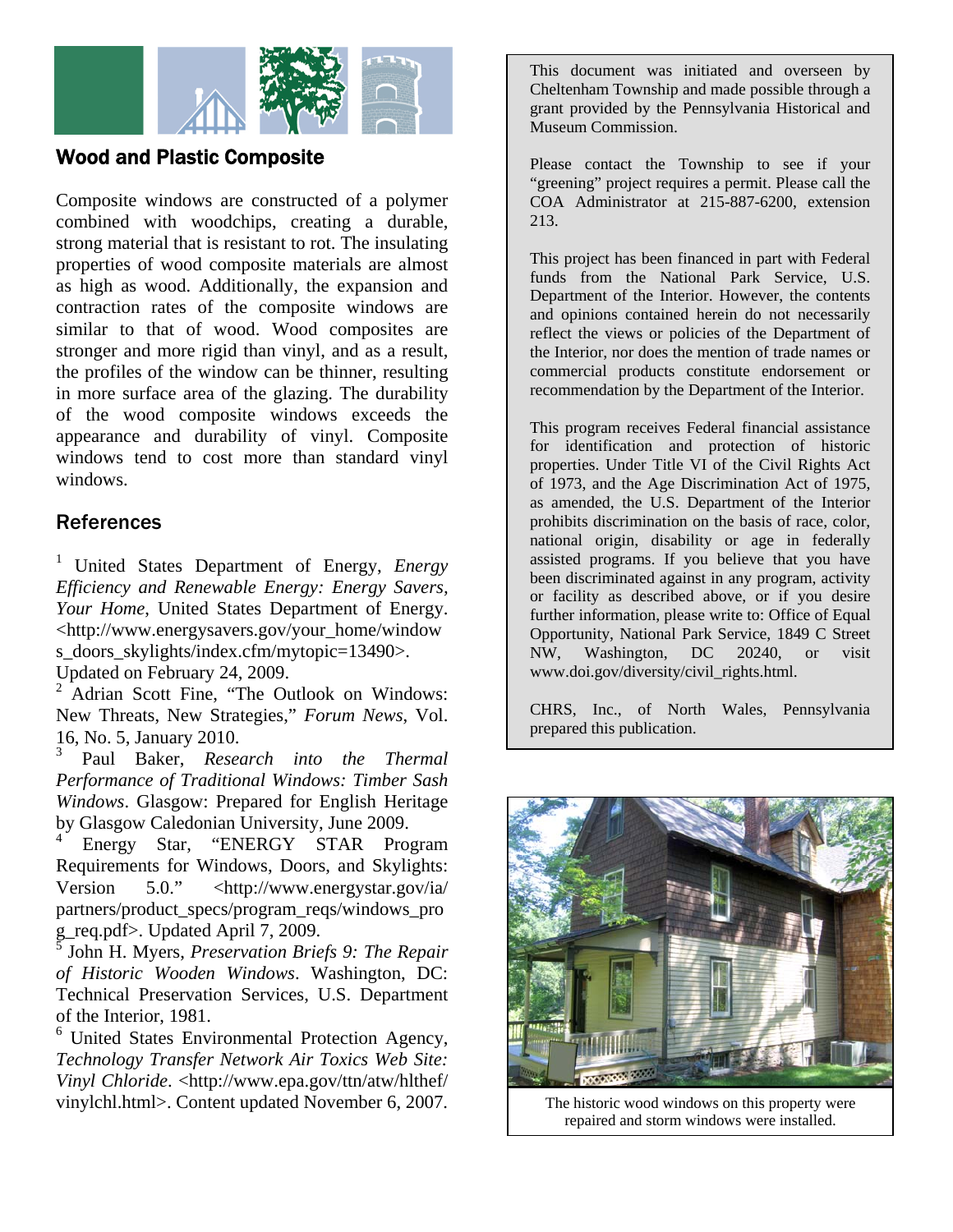## Wood and Plastic Composite

Composite windows are constructed of a polymer combined with woodchips, creating a durable, strong material that is resistant to rot. The insulating properties of wood composite materials are almost as high as wood. Additionally, the expansion and contraction rates of the composite windows are similar to that of wood. Wood composites are stronger and more rigid than vinyl, and as a result, the profiles of the window can be thinner, resulting in more surface area of the glazing. The durability of the wood composite windows exceeds the appearance and durability of vinyl. Composite windows tend to cost more than standard vinyl windows.

## References

[1] United States Department of Energy, *Energy Efficiency and Renewable Energy: Energy Savers, Your Home*, United States Department of Energy. <http://www.energysavers.gov/your_home/windows_doors_skylights/index.cfm/mytopic=13490>. Updated on February 24, 2009.

[2] Adrian Scott Fine, "The Outlook on Windows: New Threats, New Strategies," *Forum News*, Vol. 16, No. 5, January 2010.

[3] Paul Baker, *Research into the Thermal Performance of Traditional Windows: Timber Sash Windows*. Glasgow: Prepared for English Heritage by Glasgow Caledonian University, June 2009.

[4] Energy Star, "ENERGY STAR Program Requirements for Windows, Doors, and Skylights: Version 5.0." <http://www.energystar.gov/ia/partners/product_specs/program_reqs/windows_prog_req.pdf>. Updated April 7, 2009.

[5] John H. Myers, *Preservation Briefs 9: The Repair of Historic Wooden Windows*. Washington, DC: Technical Preservation Services, U.S. Department of the Interior, 1981.

[6] United States Environmental Protection Agency, *Technology Transfer Network Air Toxics Web Site: Vinyl Chloride*. <http://www.epa.gov/ttn/atw/hlthef/vinylchl.html>. Content updated November 6, 2007.

This document was initiated and overseen by Cheltenham Township and made possible through a grant provided by the Pennsylvania Historical and Museum Commission.

Please contact the Township to see if your "greening" project requires a permit. Please call the COA Administrator at 215-887-6200, extension 213.

This project has been financed in part with Federal funds from the National Park Service, U.S. Department of the Interior. However, the contents and opinions contained herein do not necessarily reflect the views or policies of the Department of the Interior, nor does the mention of trade names or commercial products constitute endorsement or recommendation by the Department of the Interior.

This program receives Federal financial assistance for identification and protection of historic properties. Under Title VI of the Civil Rights Act of 1973, and the Age Discrimination Act of 1975, as amended, the U.S. Department of the Interior prohibits discrimination on the basis of race, color, national origin, disability or age in federally assisted programs. If you believe that you have been discriminated against in any program, activity or facility as described above, or if you desire further information, please write to: Office of Equal Opportunity, National Park Service, 1849 C Street NW, Washington, DC 20240, or visit www.doi.gov/diversity/civil_rights.html.

CHRS, Inc., of North Wales, Pennsylvania prepared this publication.

The historic wood windows on this property were repaired and storm windows were installed.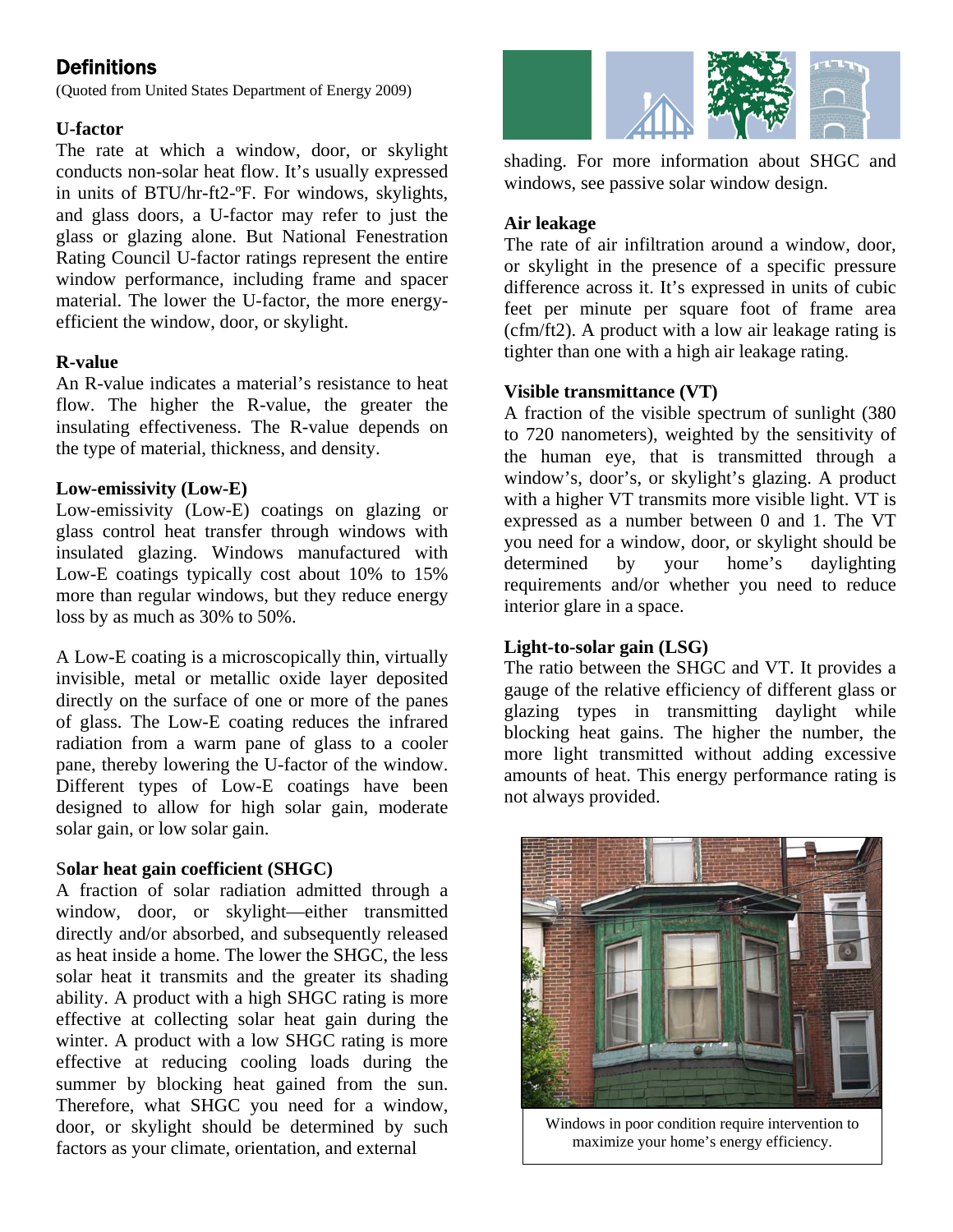## Definitions

(Quoted from United States Department of Energy 2009)

**U-factor**

The rate at which a window, door, or skylight conducts non-solar heat flow. It's usually expressed in units of BTU/hr-ft2-ºF. For windows, skylights, and glass doors, a U-factor may refer to just the glass or glazing alone. But National Fenestration Rating Council U-factor ratings represent the entire window performance, including frame and spacer material. The lower the U-factor, the more energy-efficient the window, door, or skylight.

**R-value**

An R-value indicates a material's resistance to heat flow. The higher the R-value, the greater the insulating effectiveness. The R-value depends on the type of material, thickness, and density.

**Low-emissivity (Low-E)**

Low-emissivity (Low-E) coatings on glazing or glass control heat transfer through windows with insulated glazing. Windows manufactured with Low-E coatings typically cost about 10% to 15% more than regular windows, but they reduce energy loss by as much as 30% to 50%.

A Low-E coating is a microscopically thin, virtually invisible, metal or metallic oxide layer deposited directly on the surface of one or more of the panes of glass. The Low-E coating reduces the infrared radiation from a warm pane of glass to a cooler pane, thereby lowering the U-factor of the window. Different types of Low-E coatings have been designed to allow for high solar gain, moderate solar gain, or low solar gain.

**Solar heat gain coefficient (SHGC)**

A fraction of solar radiation admitted through a window, door, or skylight—either transmitted directly and/or absorbed, and subsequently released as heat inside a home. The lower the SHGC, the less solar heat it transmits and the greater its shading ability. A product with a high SHGC rating is more effective at collecting solar heat gain during the winter. A product with a low SHGC rating is more effective at reducing cooling loads during the summer by blocking heat gained from the sun. Therefore, what SHGC you need for a window, door, or skylight should be determined by such factors as your climate, orientation, and external shading. For more information about SHGC and windows, see passive solar window design.

**Air leakage**

The rate of air infiltration around a window, door, or skylight in the presence of a specific pressure difference across it. It's expressed in units of cubic feet per minute per square foot of frame area (cfm/ft2). A product with a low air leakage rating is tighter than one with a high air leakage rating.

**Visible transmittance (VT)**

A fraction of the visible spectrum of sunlight (380 to 720 nanometers), weighted by the sensitivity of the human eye, that is transmitted through a window's, door's, or skylight's glazing. A product with a higher VT transmits more visible light. VT is expressed as a number between 0 and 1. The VT you need for a window, door, or skylight should be determined by your home's daylighting requirements and/or whether you need to reduce interior glare in a space.

**Light-to-solar gain (LSG)**

The ratio between the SHGC and VT. It provides a gauge of the relative efficiency of different glass or glazing types in transmitting daylight while blocking heat gains. The higher the number, the more light transmitted without adding excessive amounts of heat. This energy performance rating is not always provided.

Windows in poor condition require intervention to maximize your home's energy efficiency.